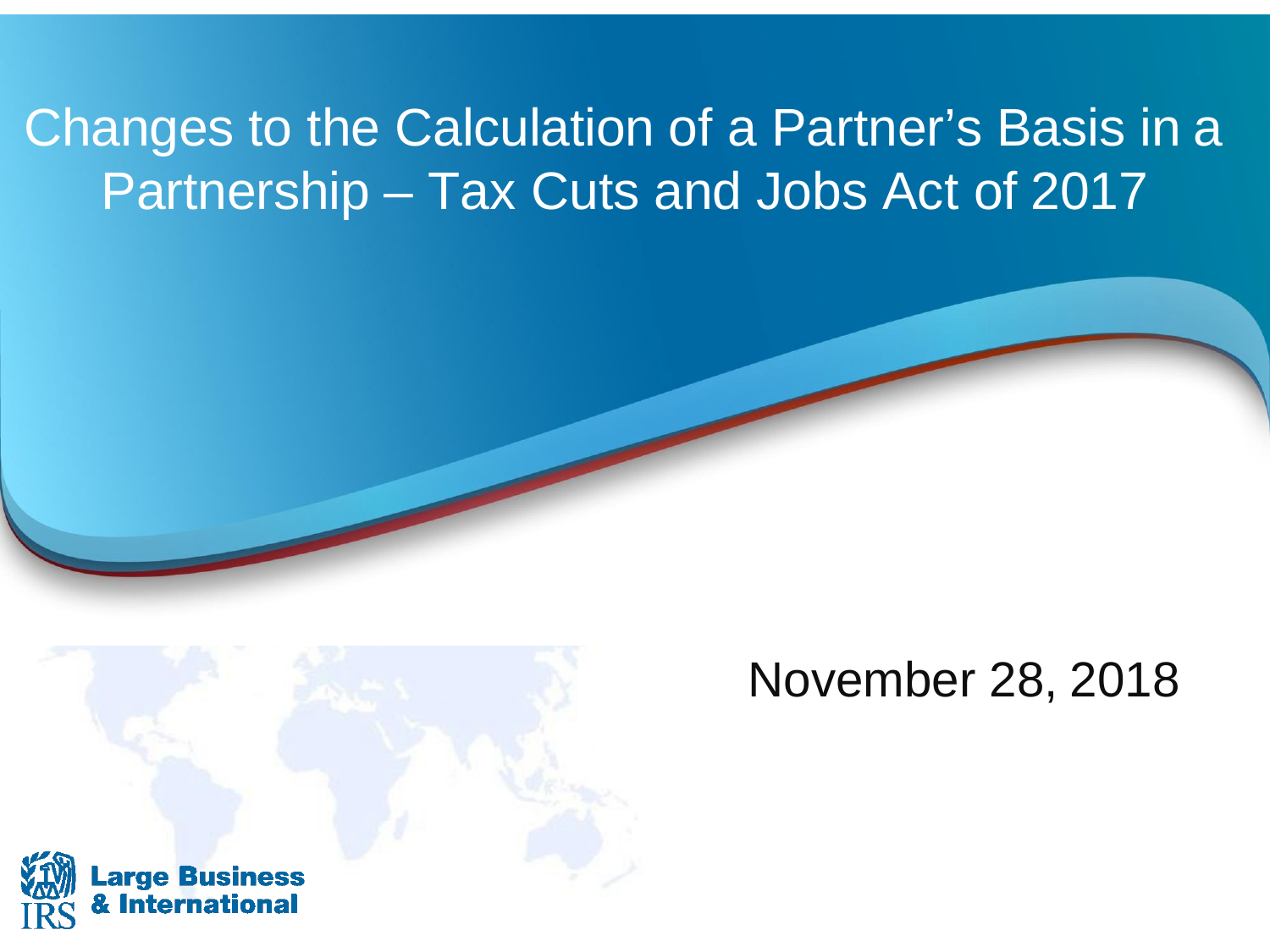# Changes to the Calculation of a Partner's Basis in a Partnership – Tax Cuts and Jobs Act of 2017

November 28, 2018

IRS Large Business & International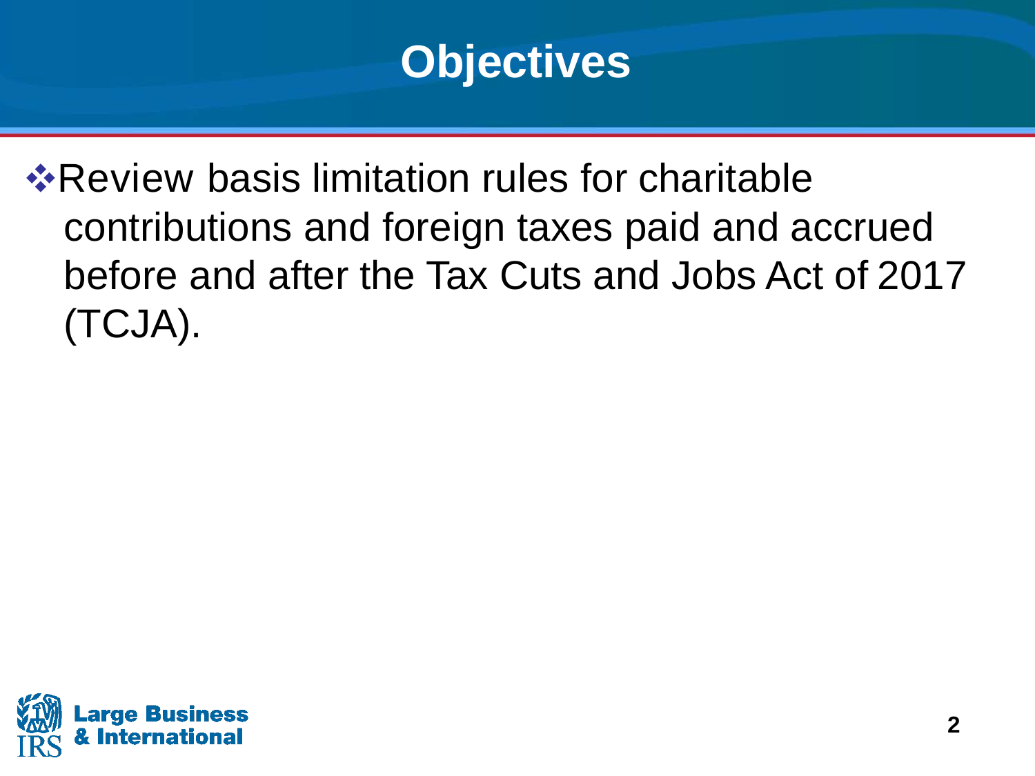# Objectives

- Review basis limitation rules for charitable contributions and foreign taxes paid and accrued before and after the Tax Cuts and Jobs Act of 2017 (TCJA).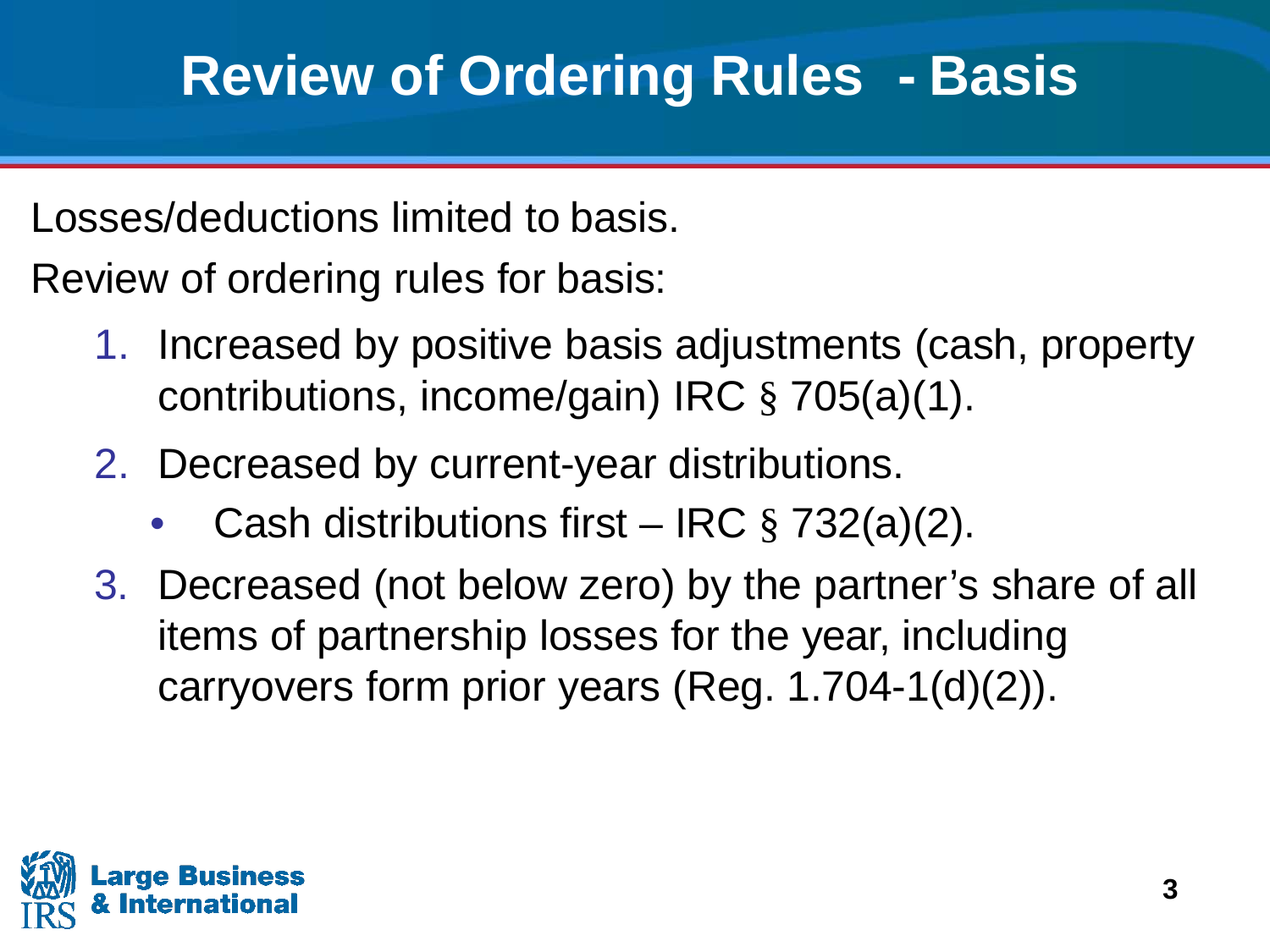# Review of Ordering Rules - Basis

Losses/deductions limited to basis.

Review of ordering rules for basis:

1. Increased by positive basis adjustments (cash, property contributions, income/gain) IRC § 705(a)(1).
2. Decreased by current-year distributions.
   - Cash distributions first – IRC § 732(a)(2).
3. Decreased (not below zero) by the partner's share of all items of partnership losses for the year, including carryovers form prior years (Reg. 1.704-1(d)(2)).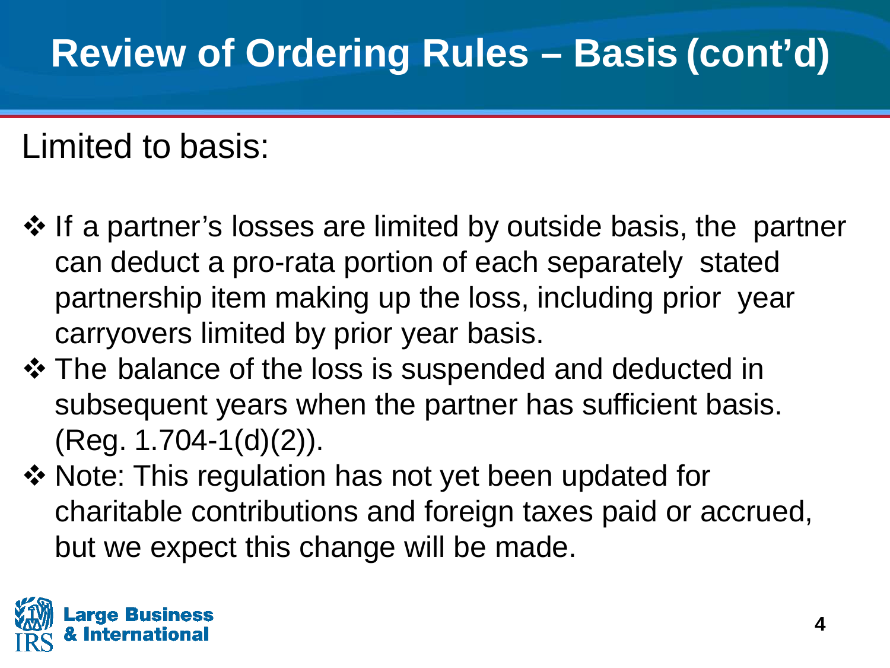# Review of Ordering Rules – Basis (cont'd)

Limited to basis:

- If a partner's losses are limited by outside basis, the partner can deduct a pro-rata portion of each separately stated partnership item making up the loss, including prior year carryovers limited by prior year basis.
- The balance of the loss is suspended and deducted in subsequent years when the partner has sufficient basis. (Reg. 1.704-1(d)(2)).
- Note: This regulation has not yet been updated for charitable contributions and foreign taxes paid or accrued, but we expect this change will be made.

IRS Large Business & International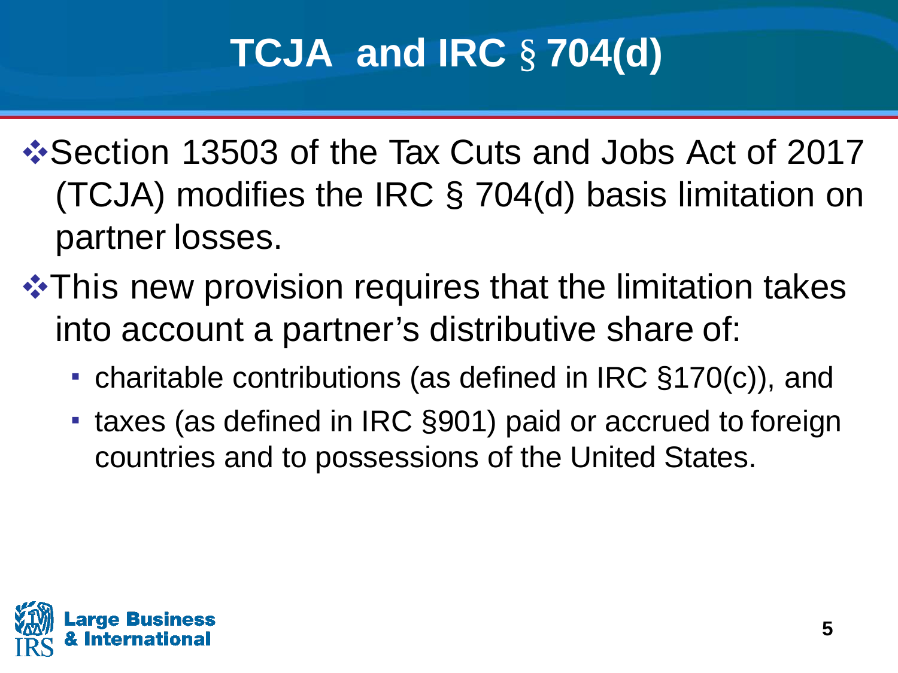# TCJA and IRC § 704(d)

- Section 13503 of the Tax Cuts and Jobs Act of 2017 (TCJA) modifies the IRC § 704(d) basis limitation on partner losses.
- This new provision requires that the limitation takes into account a partner's distributive share of:
  - charitable contributions (as defined in IRC §170(c)), and
  - taxes (as defined in IRC §901) paid or accrued to foreign countries and to possessions of the United States.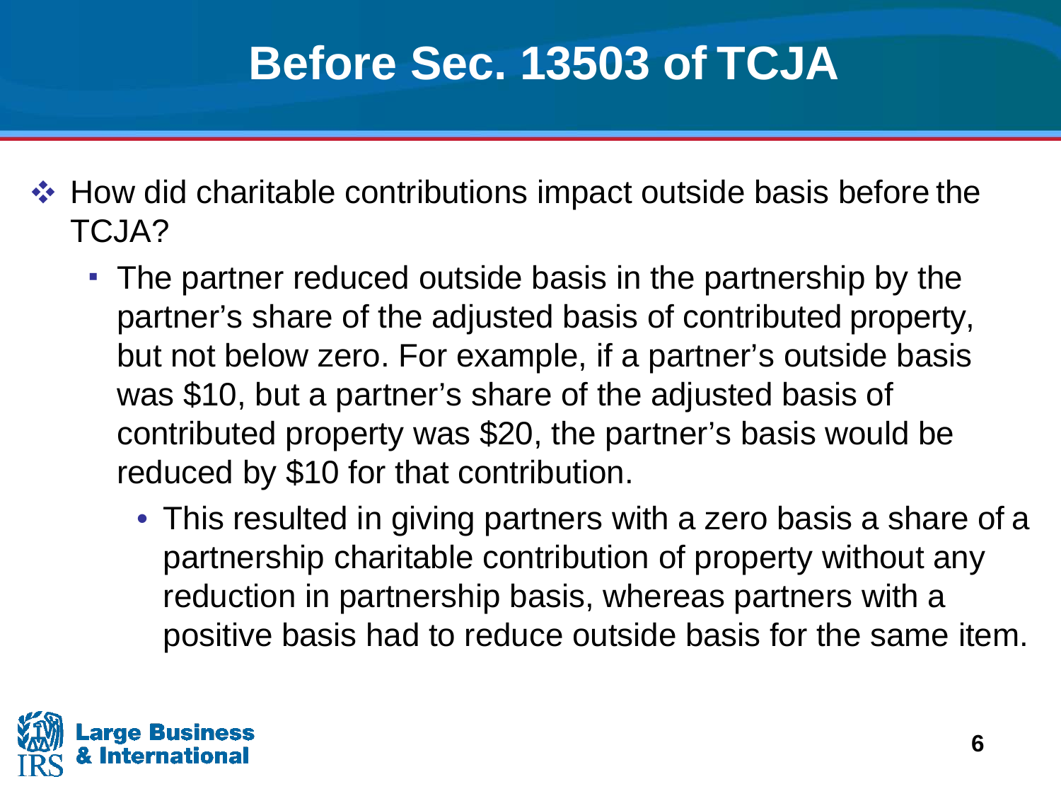# Before Sec. 13503 of TCJA

- How did charitable contributions impact outside basis before the TCJA?
  - The partner reduced outside basis in the partnership by the partner's share of the adjusted basis of contributed property, but not below zero. For example, if a partner's outside basis was $10, but a partner's share of the adjusted basis of contributed property was $20, the partner's basis would be reduced by $10 for that contribution.
    - This resulted in giving partners with a zero basis a share of a partnership charitable contribution of property without any reduction in partnership basis, whereas partners with a positive basis had to reduce outside basis for the same item.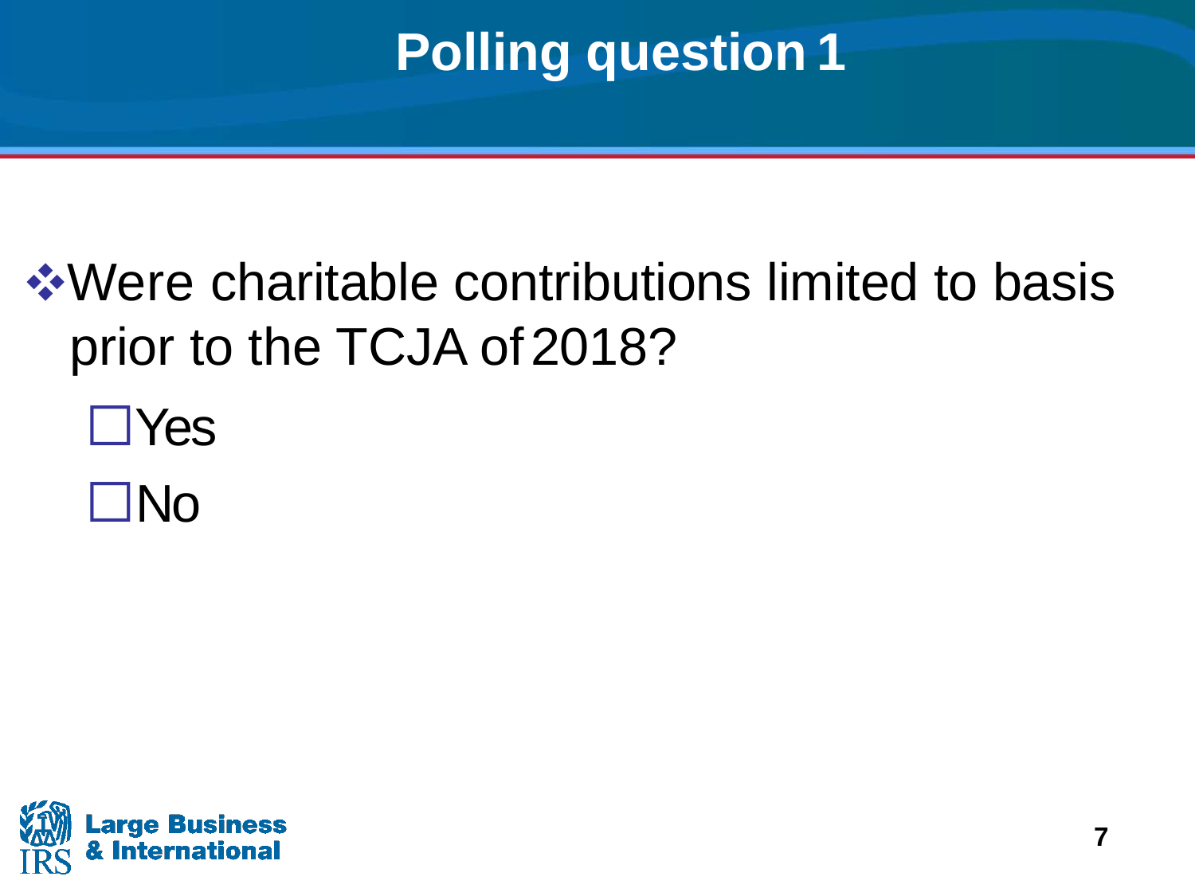# Polling question 1

- Were charitable contributions limited to basis prior to the TCJA of 2018?
  - ☐ Yes
  - ☐ No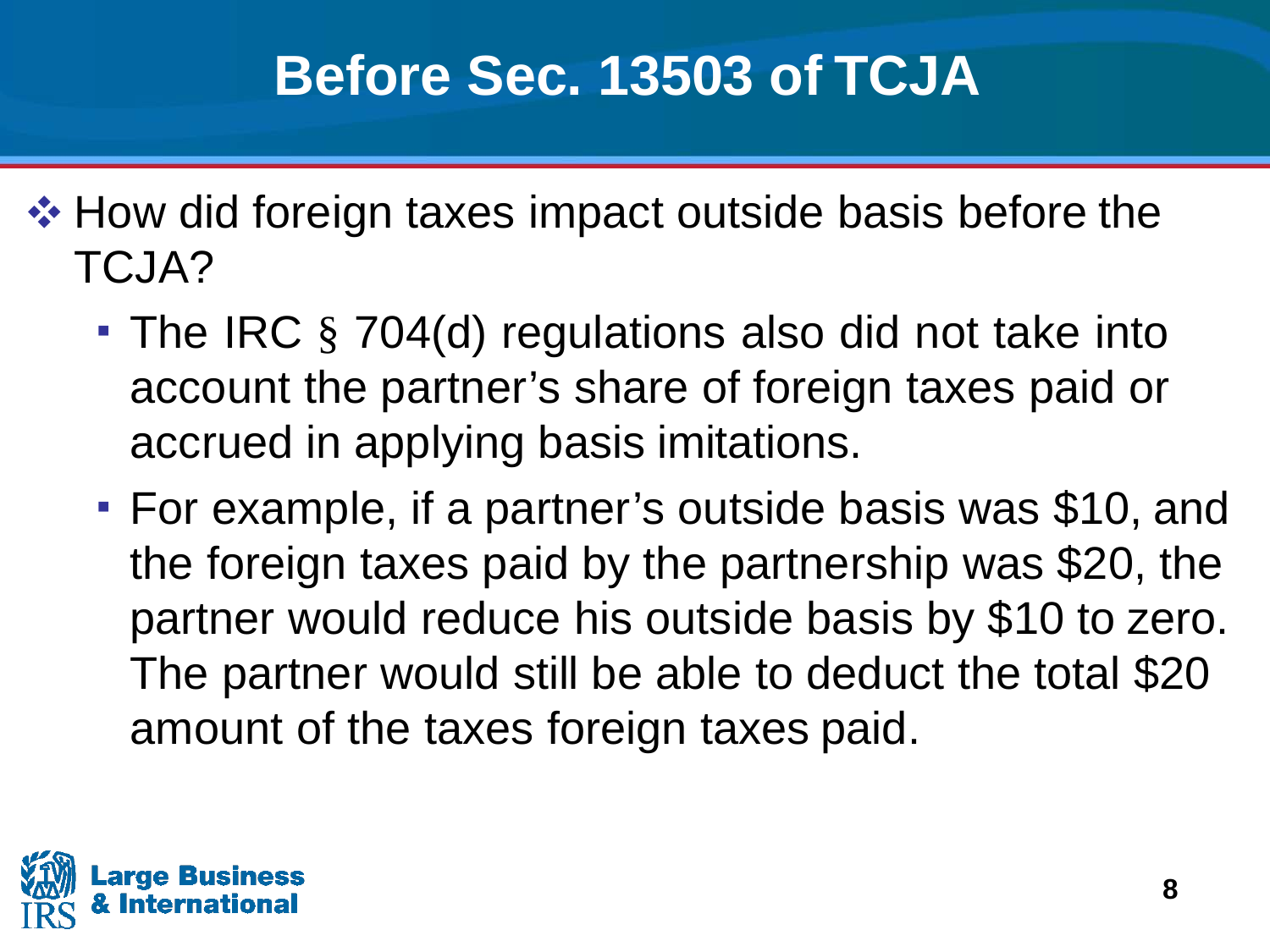# Before Sec. 13503 of TCJA

- How did foreign taxes impact outside basis before the TCJA?
  - The IRC § 704(d) regulations also did not take into account the partner's share of foreign taxes paid or accrued in applying basis imitations.
  - For example, if a partner's outside basis was $10, and the foreign taxes paid by the partnership was $20, the partner would reduce his outside basis by $10 to zero. The partner would still be able to deduct the total $20 amount of the taxes foreign taxes paid.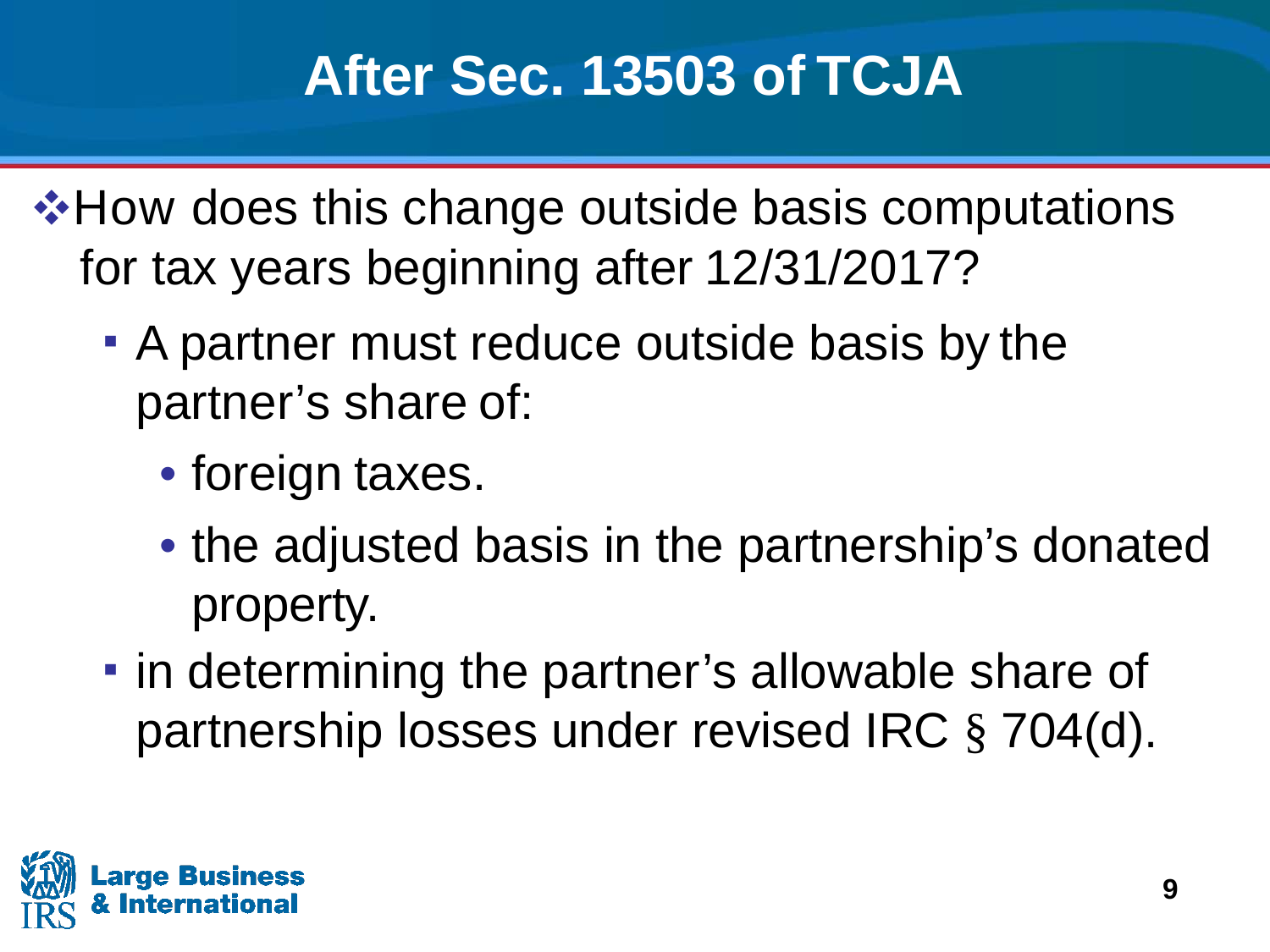# After Sec. 13503 of TCJA

- How does this change outside basis computations for tax years beginning after 12/31/2017?
  - A partner must reduce outside basis by the partner's share of:
    - foreign taxes.
    - the adjusted basis in the partnership's donated property.
  - in determining the partner's allowable share of partnership losses under revised IRC § 704(d).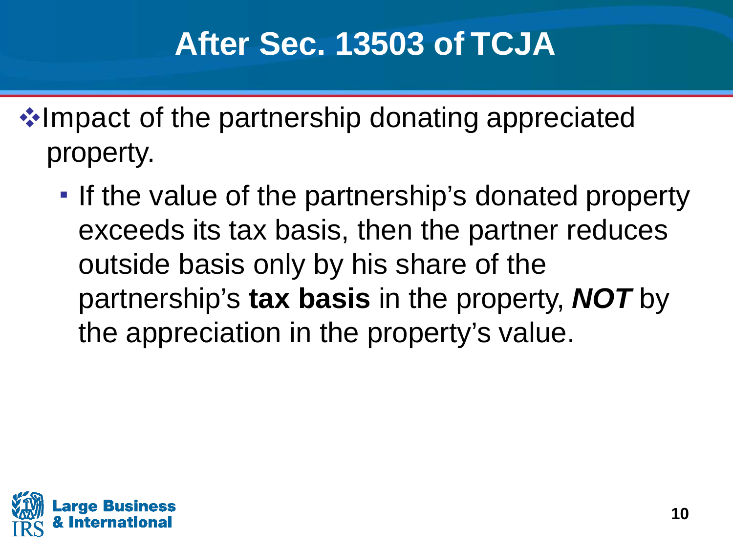# After Sec. 13503 of TCJA

- Impact of the partnership donating appreciated property.
  - If the value of the partnership's donated property exceeds its tax basis, then the partner reduces outside basis only by his share of the partnership's **tax basis** in the property, ***NOT*** by the appreciation in the property's value.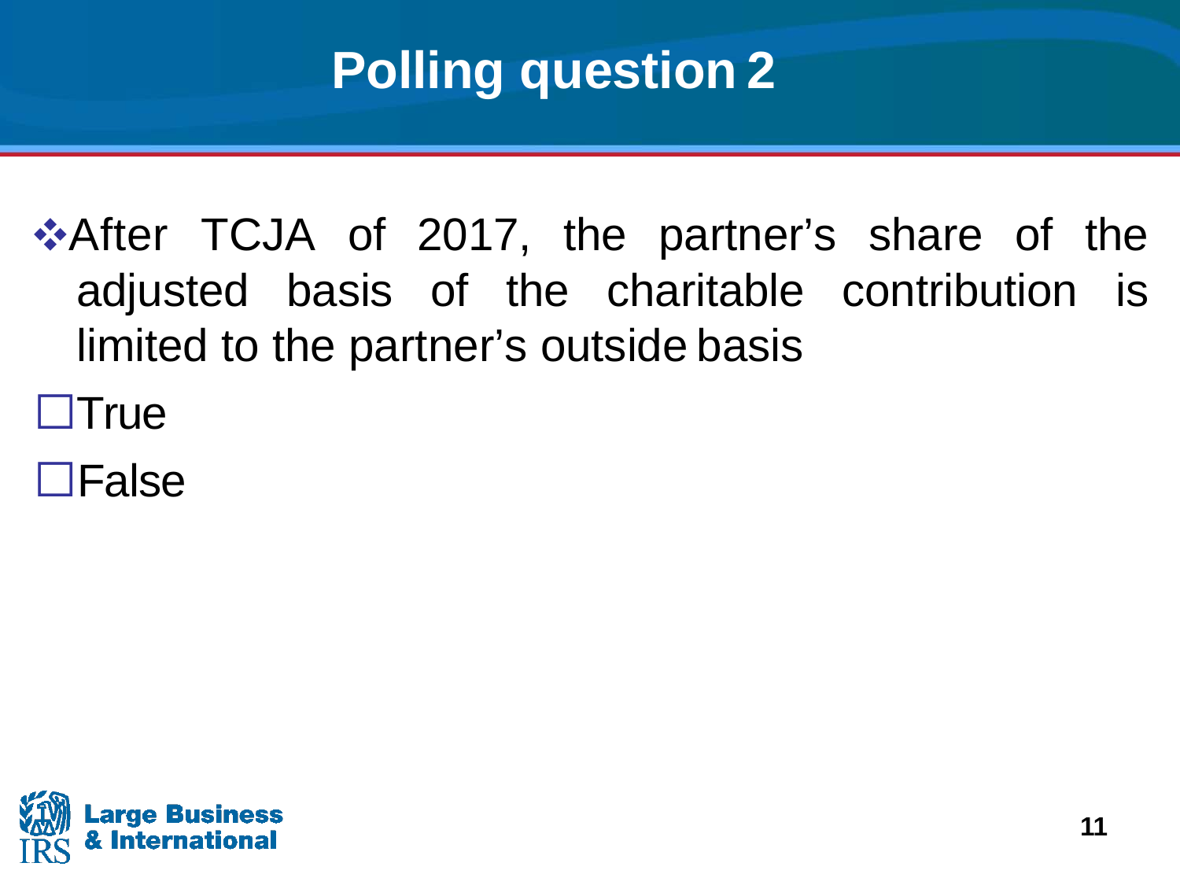# Polling question 2

- After TCJA of 2017, the partner's share of the adjusted basis of the charitable contribution is limited to the partner's outside basis

☐True

☐False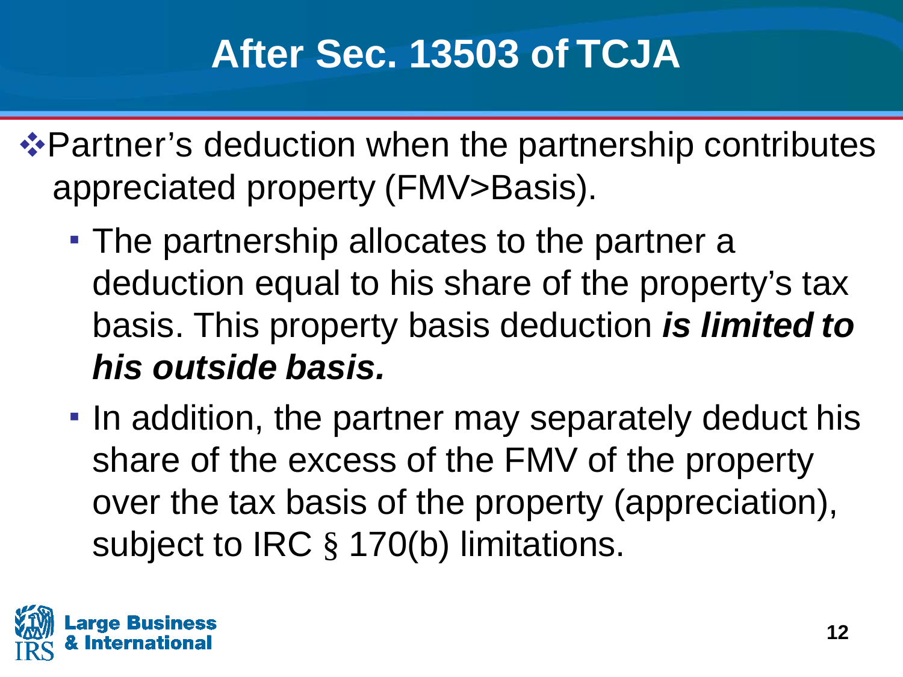# After Sec. 13503 of TCJA

- Partner's deduction when the partnership contributes appreciated property (FMV>Basis).
  - The partnership allocates to the partner a deduction equal to his share of the property's tax basis. This property basis deduction ***is limited to his outside basis.***
  - In addition, the partner may separately deduct his share of the excess of the FMV of the property over the tax basis of the property (appreciation), subject to IRC § 170(b) limitations.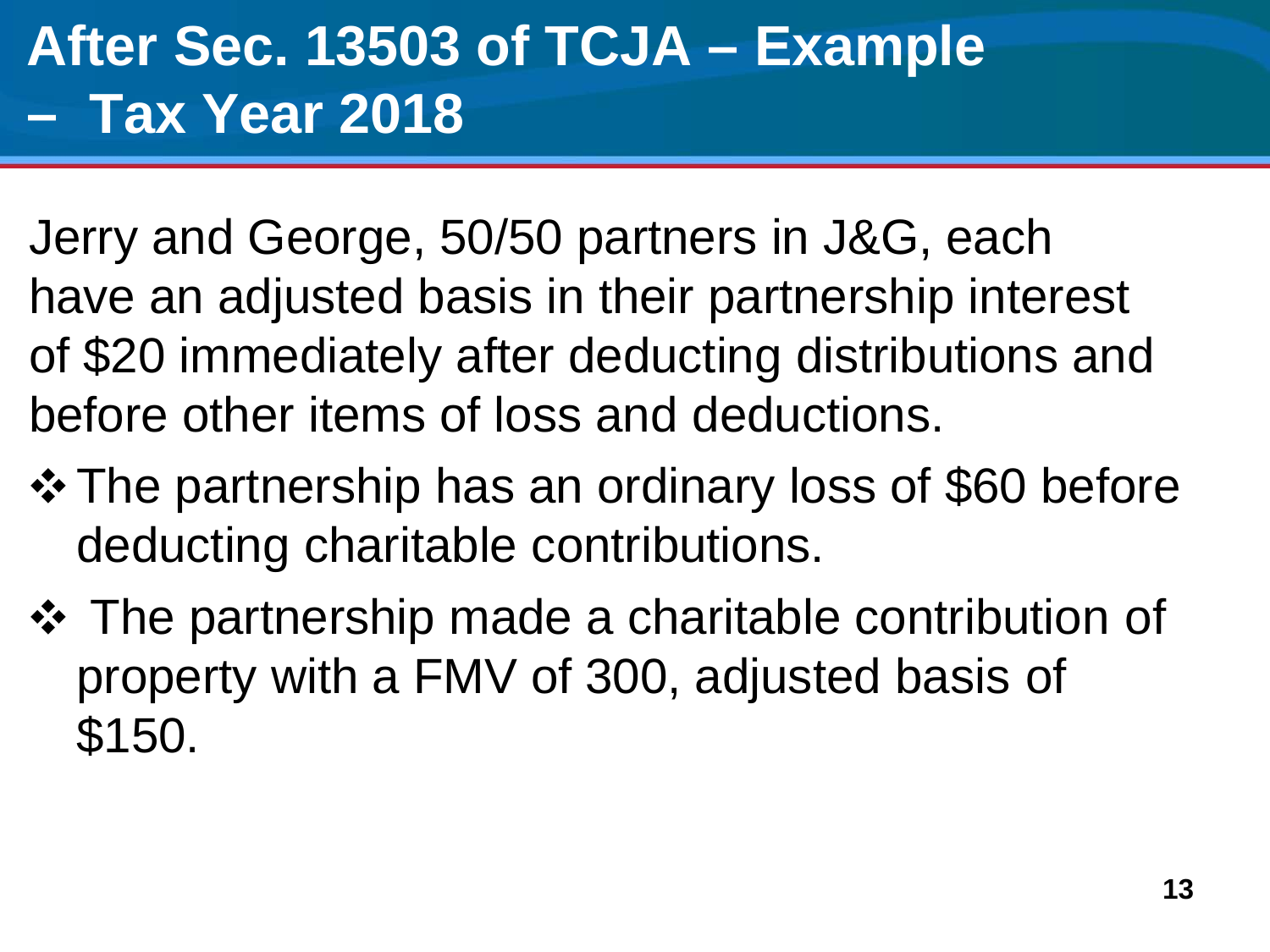# After Sec. 13503 of TCJA – Example – Tax Year 2018

Jerry and George, 50/50 partners in J&G, each have an adjusted basis in their partnership interest of $20 immediately after deducting distributions and before other items of loss and deductions.

- The partnership has an ordinary loss of $60 before deducting charitable contributions.
- The partnership made a charitable contribution of property with a FMV of 300, adjusted basis of $150.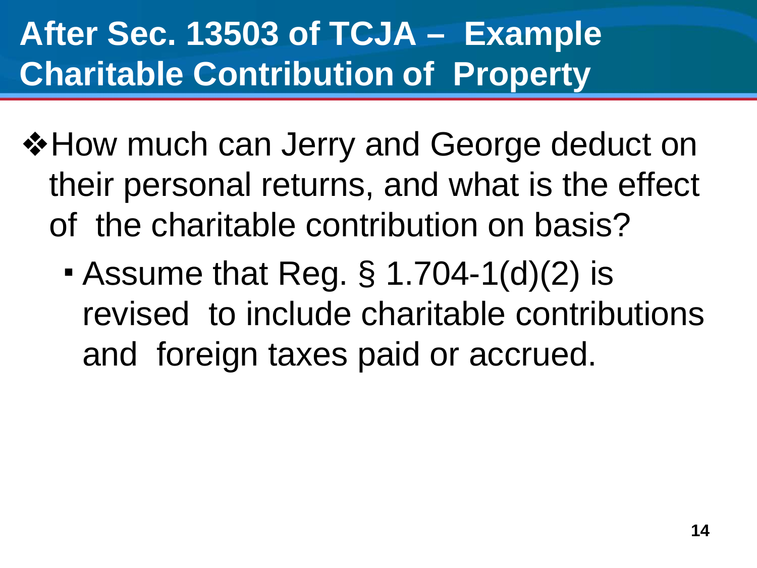# After Sec. 13503 of TCJA – Example Charitable Contribution of Property

- How much can Jerry and George deduct on their personal returns, and what is the effect of the charitable contribution on basis?
  - Assume that Reg. § 1.704-1(d)(2) is revised to include charitable contributions and foreign taxes paid or accrued.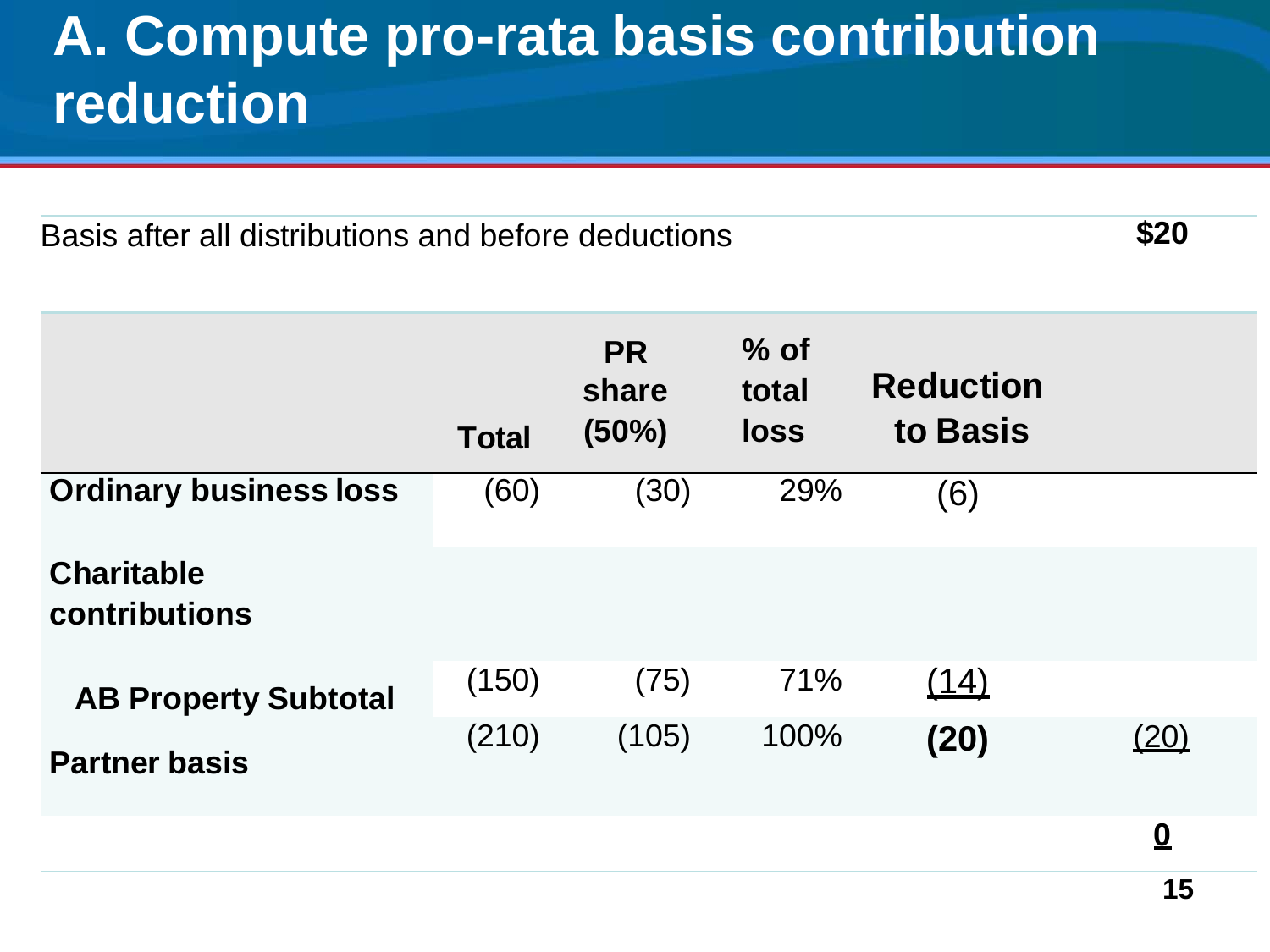# A. Compute pro-rata basis contribution reduction

Basis after all distributions and before deductions **$20**

| | Total | PR share (50%) | % of total loss | Reduction to Basis | |
|---|---|---|---|---|---|
| **Ordinary business loss** | (60) | (30) | 29% | (6) | |
| **Charitable contributions** | | | | | |
| **AB Property Subtotal** | (150) | (75) | 71% | (14) | |
| **Partner basis** | (210) | (105) | 100% | **(20)** | (20) |
| | | | | | **0** |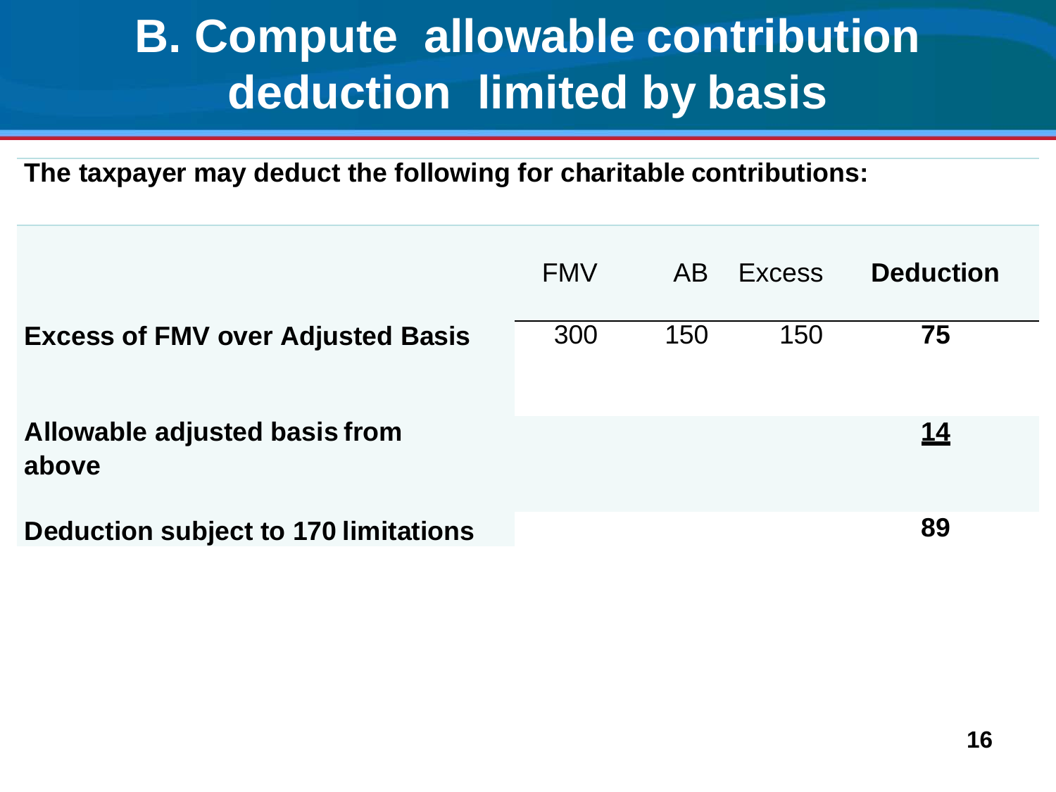# B. Compute allowable contribution deduction limited by basis

**The taxpayer may deduct the following for charitable contributions:**

| | FMV | AB | Excess | **Deduction** |
|---|---|---|---|---|
| **Excess of FMV over Adjusted Basis** | 300 | 150 | 150 | **75** |
| **Allowable adjusted basis from above** | | | | **14** |
| **Deduction subject to 170 limitations** | | | | **89** |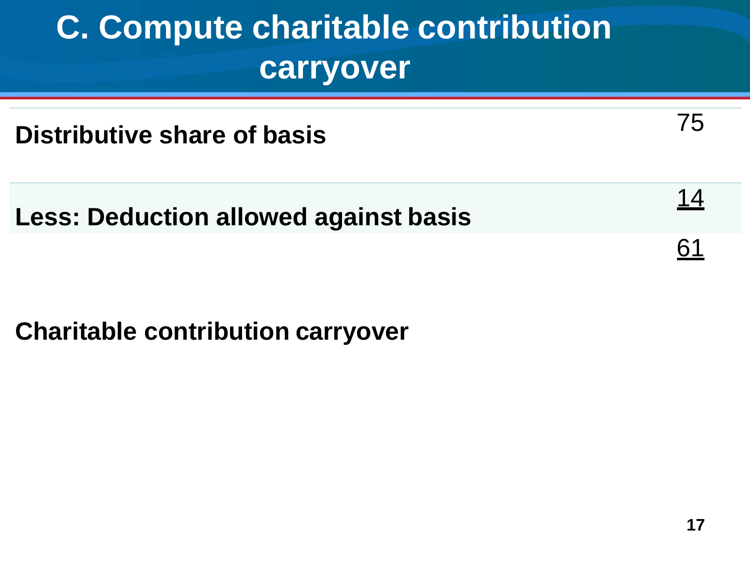# C. Compute charitable contribution carryover

| | |
|---|---|
| **Distributive share of basis** | 75 |
| **Less: Deduction allowed against basis** | 14 |
| | 61 |

**Charitable contribution carryover**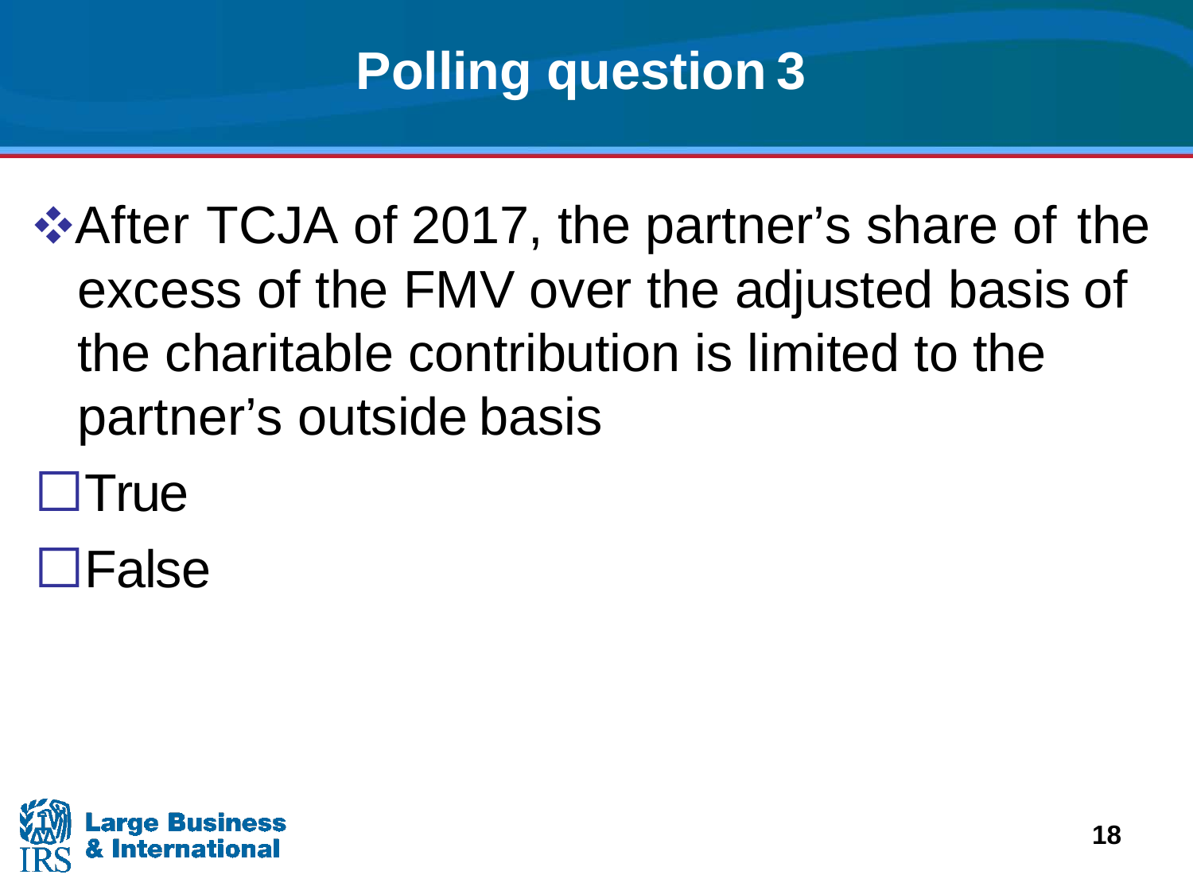# Polling question 3

- After TCJA of 2017, the partner's share of the excess of the FMV over the adjusted basis of the charitable contribution is limited to the partner's outside basis

☐ True

☐ False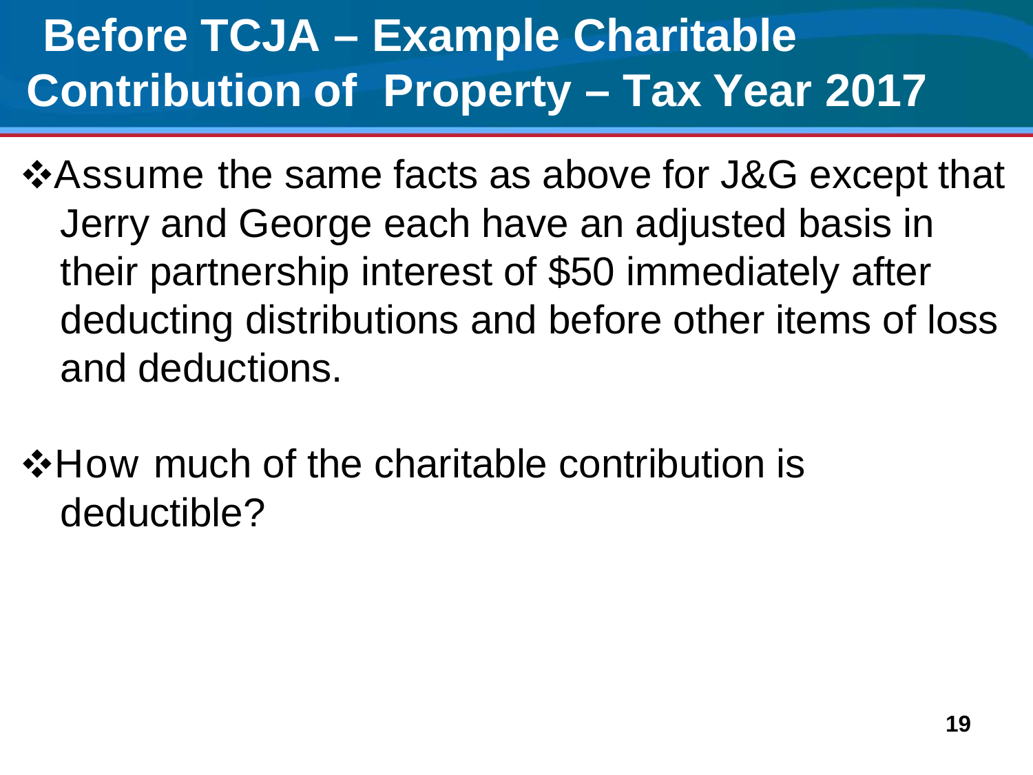# Before TCJA – Example Charitable Contribution of Property – Tax Year 2017

- Assume the same facts as above for J&G except that Jerry and George each have an adjusted basis in their partnership interest of $50 immediately after deducting distributions and before other items of loss and deductions.

- How much of the charitable contribution is deductible?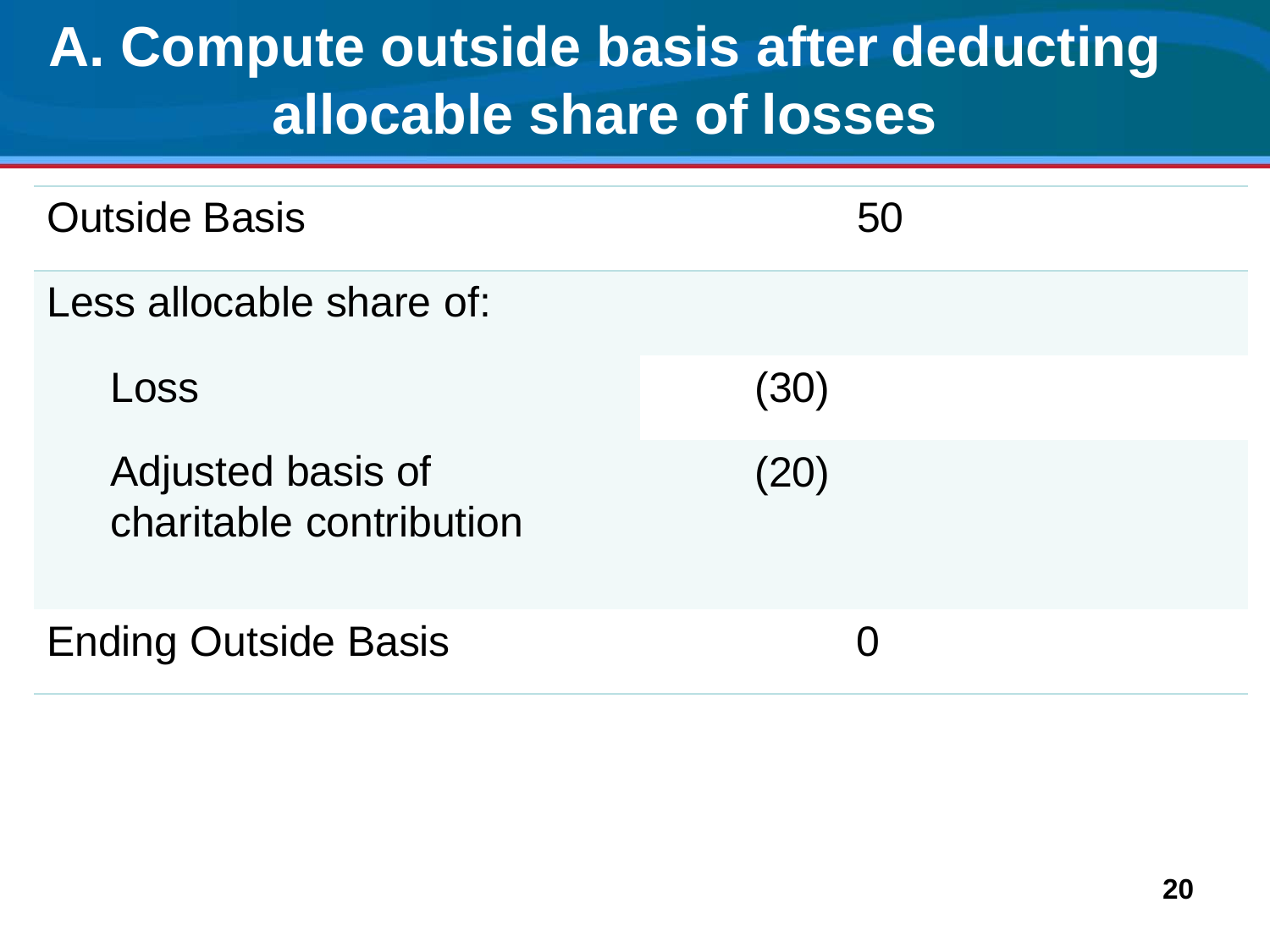# A. Compute outside basis after deducting allocable share of losses

| | | |
|---|---|---|
| Outside Basis | | 50 |
| Less allocable share of: | | |
| Loss | (30) | |
| Adjusted basis of charitable contribution | (20) | |
| Ending Outside Basis | | 0 |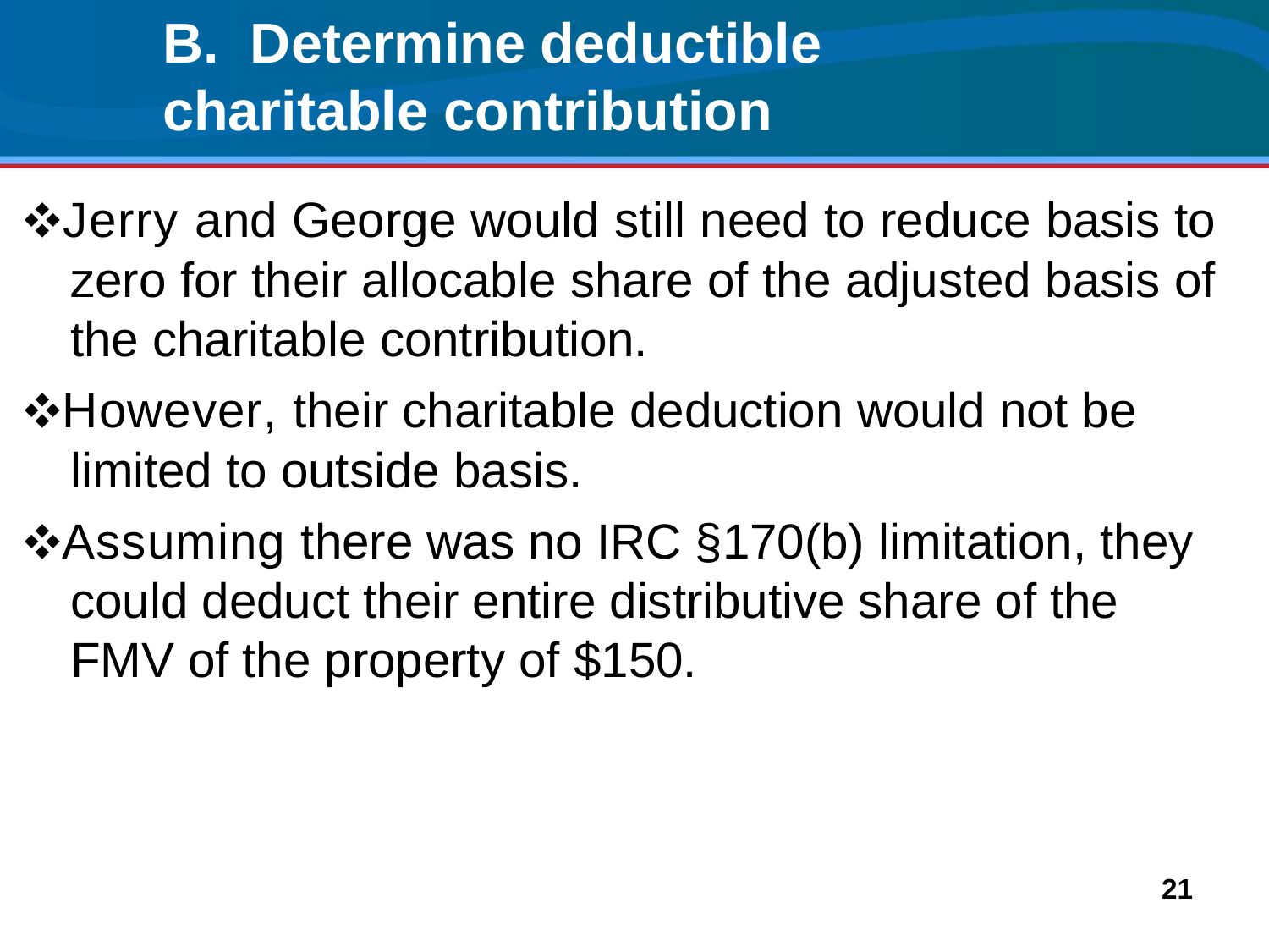# B. Determine deductible charitable contribution

- Jerry and George would still need to reduce basis to zero for their allocable share of the adjusted basis of the charitable contribution.
- However, their charitable deduction would not be limited to outside basis.
- Assuming there was no IRC §170(b) limitation, they could deduct their entire distributive share of the FMV of the property of $150.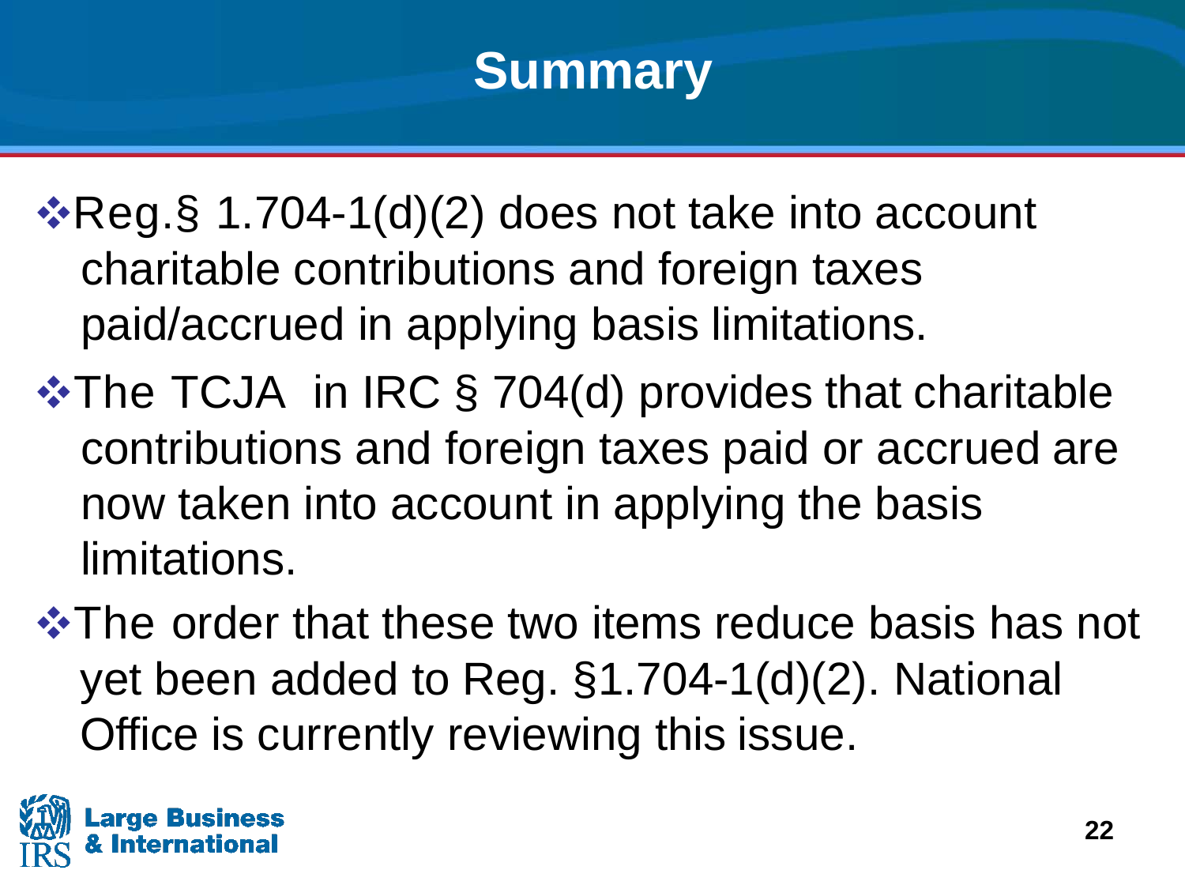# Summary

- Reg.§ 1.704-1(d)(2) does not take into account charitable contributions and foreign taxes paid/accrued in applying basis limitations.
- The TCJA in IRC § 704(d) provides that charitable contributions and foreign taxes paid or accrued are now taken into account in applying the basis limitations.
- The order that these two items reduce basis has not yet been added to Reg. §1.704-1(d)(2). National Office is currently reviewing this issue.

Large Business & International